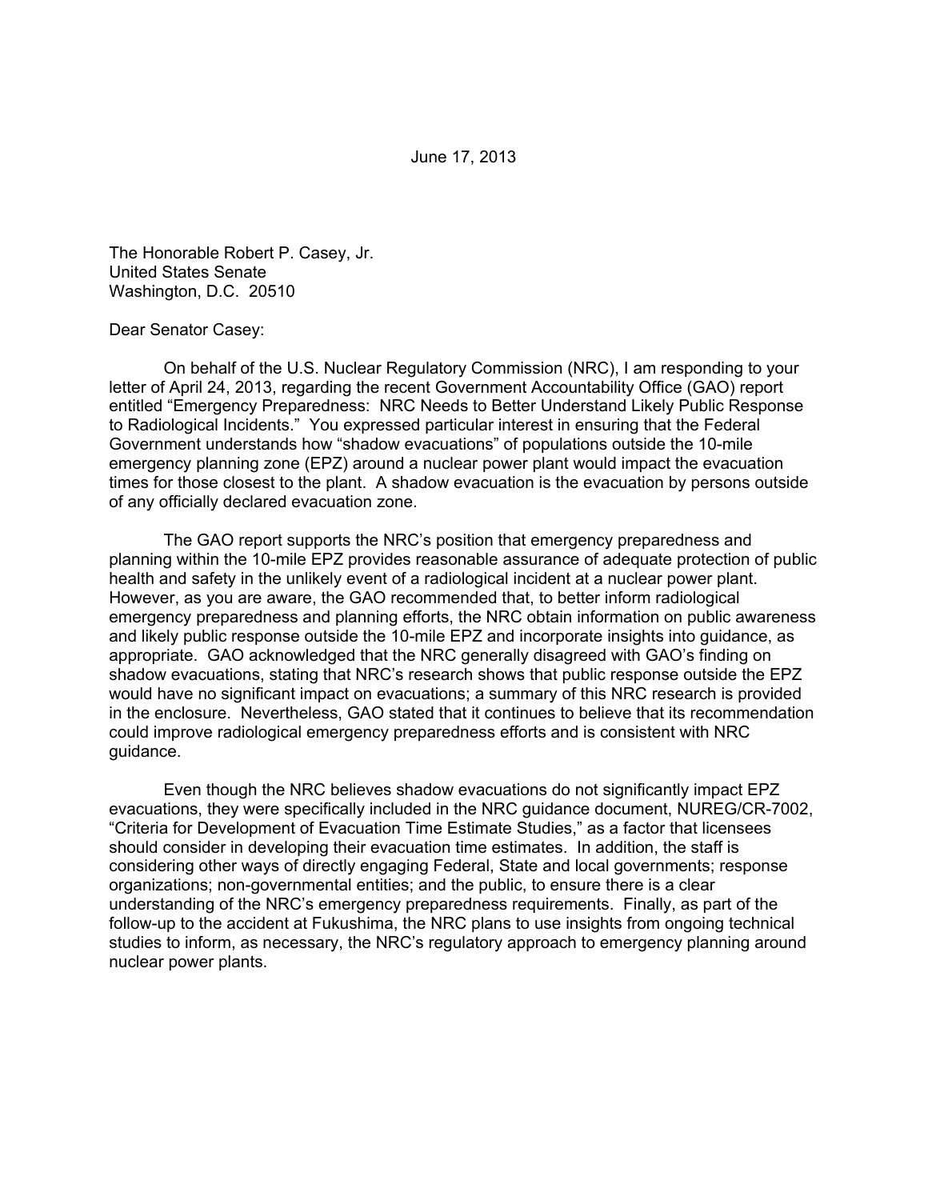June 17, 2013

The Honorable Robert P. Casey, Jr.
United States Senate
Washington, D.C. 20510

Dear Senator Casey:

On behalf of the U.S. Nuclear Regulatory Commission (NRC), I am responding to your letter of April 24, 2013, regarding the recent Government Accountability Office (GAO) report entitled "Emergency Preparedness: NRC Needs to Better Understand Likely Public Response to Radiological Incidents." You expressed particular interest in ensuring that the Federal Government understands how "shadow evacuations" of populations outside the 10-mile emergency planning zone (EPZ) around a nuclear power plant would impact the evacuation times for those closest to the plant. A shadow evacuation is the evacuation by persons outside of any officially declared evacuation zone.

The GAO report supports the NRC's position that emergency preparedness and planning within the 10-mile EPZ provides reasonable assurance of adequate protection of public health and safety in the unlikely event of a radiological incident at a nuclear power plant. However, as you are aware, the GAO recommended that, to better inform radiological emergency preparedness and planning efforts, the NRC obtain information on public awareness and likely public response outside the 10-mile EPZ and incorporate insights into guidance, as appropriate. GAO acknowledged that the NRC generally disagreed with GAO's finding on shadow evacuations, stating that NRC's research shows that public response outside the EPZ would have no significant impact on evacuations; a summary of this NRC research is provided in the enclosure. Nevertheless, GAO stated that it continues to believe that its recommendation could improve radiological emergency preparedness efforts and is consistent with NRC guidance.

Even though the NRC believes shadow evacuations do not significantly impact EPZ evacuations, they were specifically included in the NRC guidance document, NUREG/CR-7002, "Criteria for Development of Evacuation Time Estimate Studies," as a factor that licensees should consider in developing their evacuation time estimates. In addition, the staff is considering other ways of directly engaging Federal, State and local governments; response organizations; non-governmental entities; and the public, to ensure there is a clear understanding of the NRC's emergency preparedness requirements. Finally, as part of the follow-up to the accident at Fukushima, the NRC plans to use insights from ongoing technical studies to inform, as necessary, the NRC's regulatory approach to emergency planning around nuclear power plants.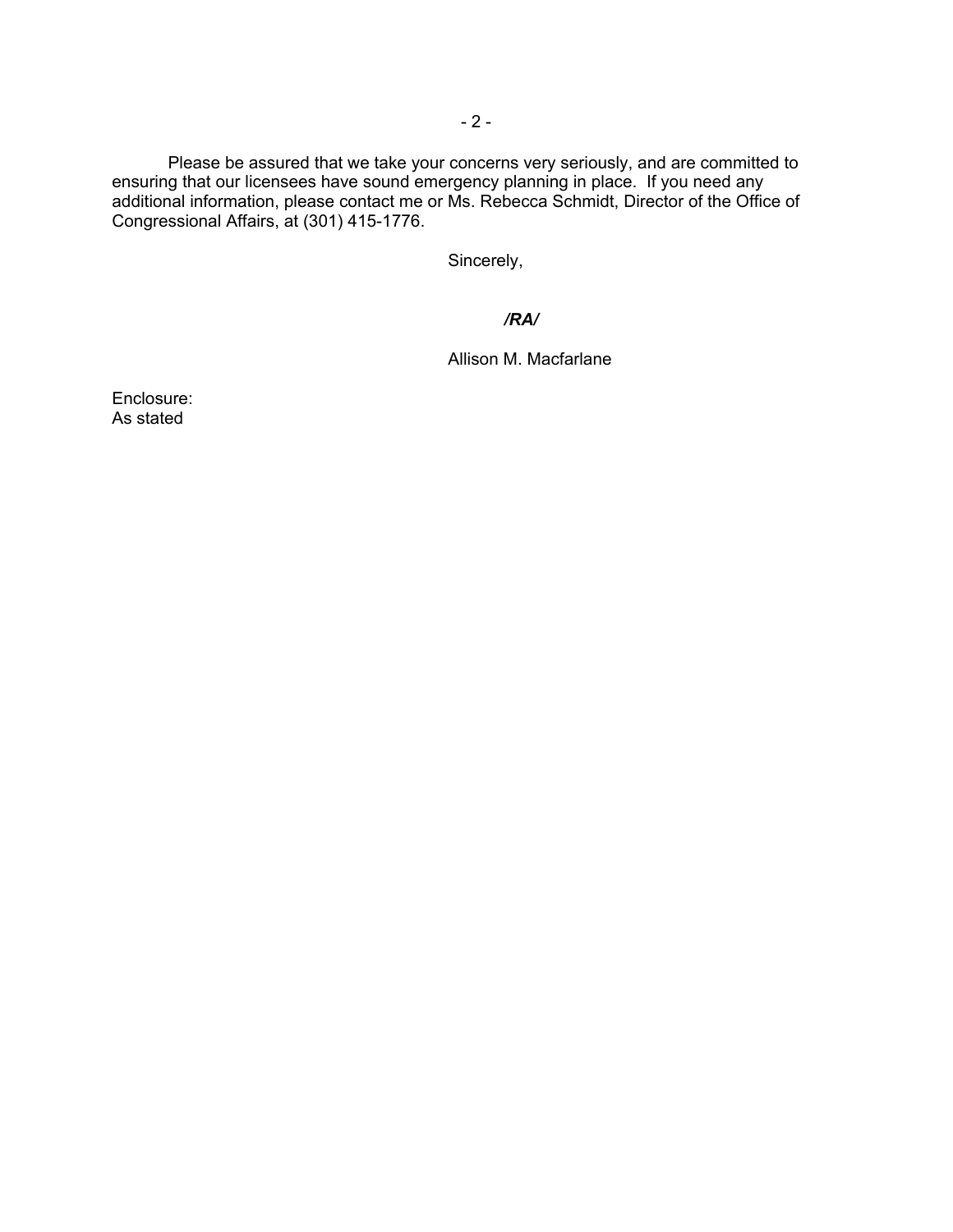Please be assured that we take your concerns very seriously, and are committed to ensuring that our licensees have sound emergency planning in place. If you need any additional information, please contact me or Ms. Rebecca Schmidt, Director of the Office of Congressional Affairs, at (301) 415-1776.

Sincerely,

***/RA/***

Allison M. Macfarlane

Enclosure:
As stated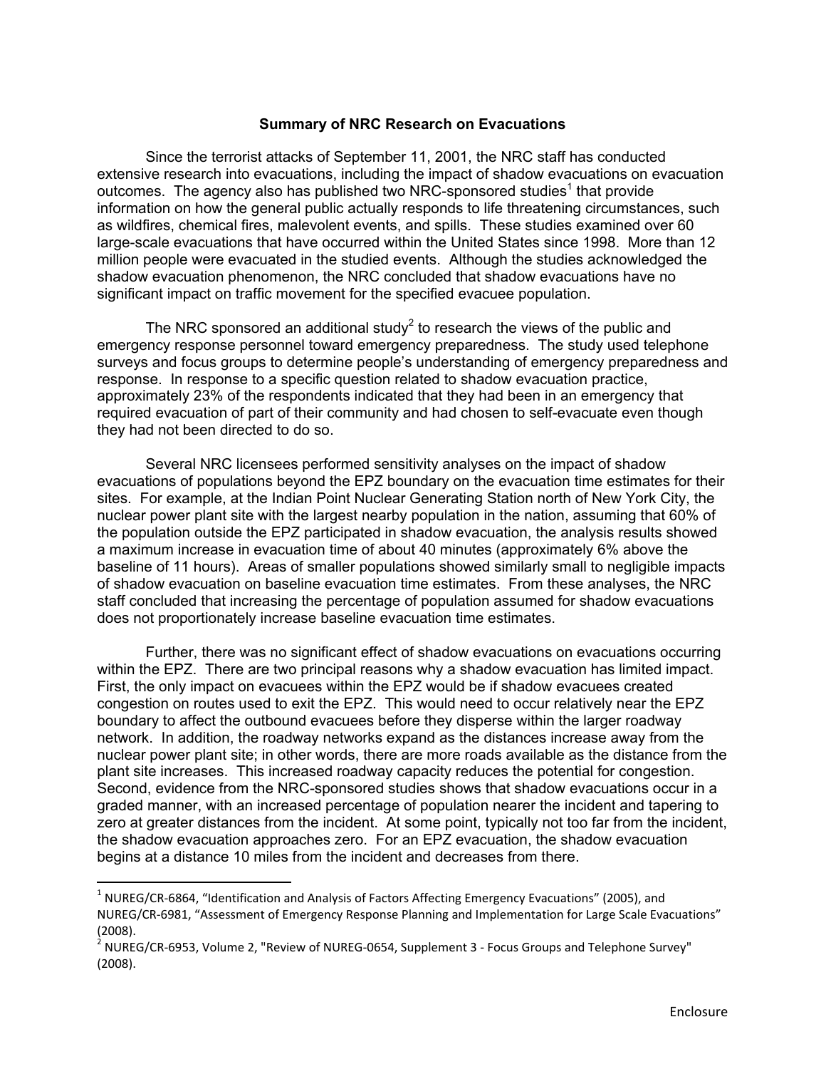**Summary of NRC Research on Evacuations**

Since the terrorist attacks of September 11, 2001, the NRC staff has conducted extensive research into evacuations, including the impact of shadow evacuations on evacuation outcomes. The agency also has published two NRC-sponsored studies[1] that provide information on how the general public actually responds to life threatening circumstances, such as wildfires, chemical fires, malevolent events, and spills. These studies examined over 60 large-scale evacuations that have occurred within the United States since 1998. More than 12 million people were evacuated in the studied events. Although the studies acknowledged the shadow evacuation phenomenon, the NRC concluded that shadow evacuations have no significant impact on traffic movement for the specified evacuee population.

The NRC sponsored an additional study[2] to research the views of the public and emergency response personnel toward emergency preparedness. The study used telephone surveys and focus groups to determine people's understanding of emergency preparedness and response. In response to a specific question related to shadow evacuation practice, approximately 23% of the respondents indicated that they had been in an emergency that required evacuation of part of their community and had chosen to self-evacuate even though they had not been directed to do so.

Several NRC licensees performed sensitivity analyses on the impact of shadow evacuations of populations beyond the EPZ boundary on the evacuation time estimates for their sites. For example, at the Indian Point Nuclear Generating Station north of New York City, the nuclear power plant site with the largest nearby population in the nation, assuming that 60% of the population outside the EPZ participated in shadow evacuation, the analysis results showed a maximum increase in evacuation time of about 40 minutes (approximately 6% above the baseline of 11 hours). Areas of smaller populations showed similarly small to negligible impacts of shadow evacuation on baseline evacuation time estimates. From these analyses, the NRC staff concluded that increasing the percentage of population assumed for shadow evacuations does not proportionately increase baseline evacuation time estimates.

Further, there was no significant effect of shadow evacuations on evacuations occurring within the EPZ. There are two principal reasons why a shadow evacuation has limited impact. First, the only impact on evacuees within the EPZ would be if shadow evacuees created congestion on routes used to exit the EPZ. This would need to occur relatively near the EPZ boundary to affect the outbound evacuees before they disperse within the larger roadway network. In addition, the roadway networks expand as the distances increase away from the nuclear power plant site; in other words, there are more roads available as the distance from the plant site increases. This increased roadway capacity reduces the potential for congestion. Second, evidence from the NRC-sponsored studies shows that shadow evacuations occur in a graded manner, with an increased percentage of population nearer the incident and tapering to zero at greater distances from the incident. At some point, typically not too far from the incident, the shadow evacuation approaches zero. For an EPZ evacuation, the shadow evacuation begins at a distance 10 miles from the incident and decreases from there.

---

[1] NUREG/CR-6864, "Identification and Analysis of Factors Affecting Emergency Evacuations" (2005), and NUREG/CR-6981, "Assessment of Emergency Response Planning and Implementation for Large Scale Evacuations" (2008).

[2] NUREG/CR-6953, Volume 2, "Review of NUREG-0654, Supplement 3 - Focus Groups and Telephone Survey" (2008).

Enclosure